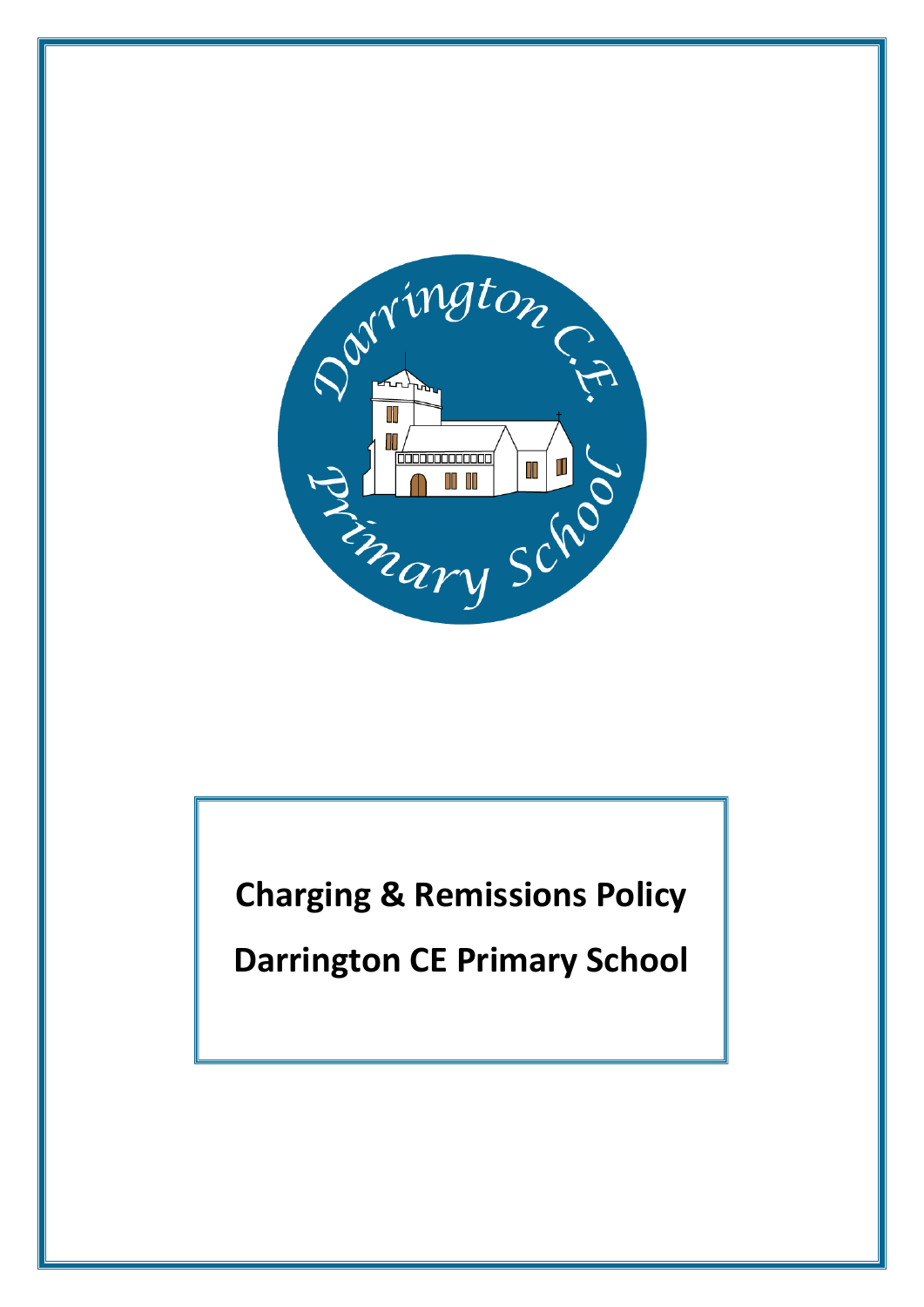# Charging & Remissions Policy

# Darrington CE Primary School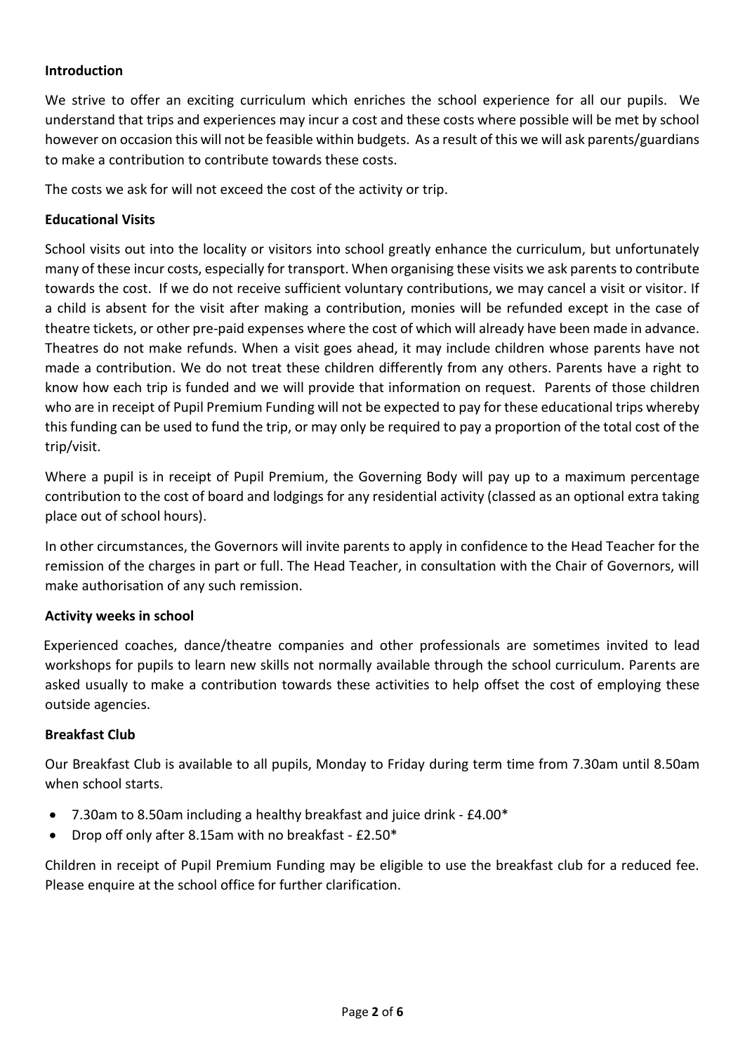**Introduction**

We strive to offer an exciting curriculum which enriches the school experience for all our pupils. We understand that trips and experiences may incur a cost and these costs where possible will be met by school however on occasion this will not be feasible within budgets. As a result of this we will ask parents/guardians to make a contribution to contribute towards these costs.

The costs we ask for will not exceed the cost of the activity or trip.

**Educational Visits**

School visits out into the locality or visitors into school greatly enhance the curriculum, but unfortunately many of these incur costs, especially for transport. When organising these visits we ask parents to contribute towards the cost. If we do not receive sufficient voluntary contributions, we may cancel a visit or visitor. If a child is absent for the visit after making a contribution, monies will be refunded except in the case of theatre tickets, or other pre-paid expenses where the cost of which will already have been made in advance. Theatres do not make refunds. When a visit goes ahead, it may include children whose parents have not made a contribution. We do not treat these children differently from any others. Parents have a right to know how each trip is funded and we will provide that information on request. Parents of those children who are in receipt of Pupil Premium Funding will not be expected to pay for these educational trips whereby this funding can be used to fund the trip, or may only be required to pay a proportion of the total cost of the trip/visit.

Where a pupil is in receipt of Pupil Premium, the Governing Body will pay up to a maximum percentage contribution to the cost of board and lodgings for any residential activity (classed as an optional extra taking place out of school hours).

In other circumstances, the Governors will invite parents to apply in confidence to the Head Teacher for the remission of the charges in part or full. The Head Teacher, in consultation with the Chair of Governors, will make authorisation of any such remission.

**Activity weeks in school**

Experienced coaches, dance/theatre companies and other professionals are sometimes invited to lead workshops for pupils to learn new skills not normally available through the school curriculum. Parents are asked usually to make a contribution towards these activities to help offset the cost of employing these outside agencies.

**Breakfast Club**

Our Breakfast Club is available to all pupils, Monday to Friday during term time from 7.30am until 8.50am when school starts.

- 7.30am to 8.50am including a healthy breakfast and juice drink - £4.00*
- Drop off only after 8.15am with no breakfast - £2.50*

Children in receipt of Pupil Premium Funding may be eligible to use the breakfast club for a reduced fee. Please enquire at the school office for further clarification.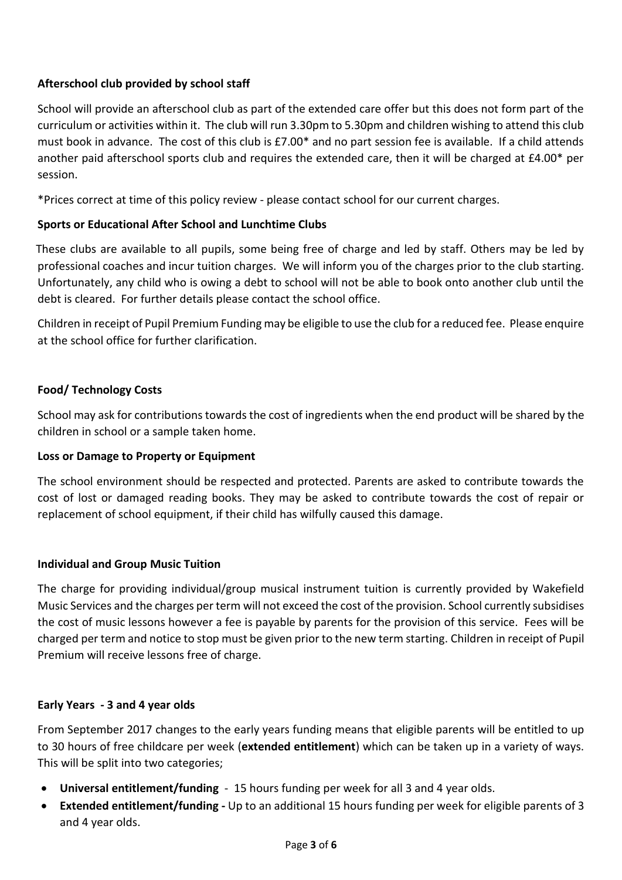**Afterschool club provided by school staff**

School will provide an afterschool club as part of the extended care offer but this does not form part of the curriculum or activities within it. The club will run 3.30pm to 5.30pm and children wishing to attend this club must book in advance. The cost of this club is £7.00* and no part session fee is available. If a child attends another paid afterschool sports club and requires the extended care, then it will be charged at £4.00* per session.

*Prices correct at time of this policy review - please contact school for our current charges.

**Sports or Educational After School and Lunchtime Clubs**

These clubs are available to all pupils, some being free of charge and led by staff. Others may be led by professional coaches and incur tuition charges. We will inform you of the charges prior to the club starting. Unfortunately, any child who is owing a debt to school will not be able to book onto another club until the debt is cleared. For further details please contact the school office.

Children in receipt of Pupil Premium Funding may be eligible to use the club for a reduced fee. Please enquire at the school office for further clarification.

**Food/ Technology Costs**

School may ask for contributions towards the cost of ingredients when the end product will be shared by the children in school or a sample taken home.

**Loss or Damage to Property or Equipment**

The school environment should be respected and protected. Parents are asked to contribute towards the cost of lost or damaged reading books. They may be asked to contribute towards the cost of repair or replacement of school equipment, if their child has wilfully caused this damage.

**Individual and Group Music Tuition**

The charge for providing individual/group musical instrument tuition is currently provided by Wakefield Music Services and the charges per term will not exceed the cost of the provision. School currently subsidises the cost of music lessons however a fee is payable by parents for the provision of this service. Fees will be charged per term and notice to stop must be given prior to the new term starting. Children in receipt of Pupil Premium will receive lessons free of charge.

**Early Years - 3 and 4 year olds**

From September 2017 changes to the early years funding means that eligible parents will be entitled to up to 30 hours of free childcare per week (**extended entitlement**) which can be taken up in a variety of ways. This will be split into two categories;

- **Universal entitlement/funding** - 15 hours funding per week for all 3 and 4 year olds.
- **Extended entitlement/funding -** Up to an additional 15 hours funding per week for eligible parents of 3 and 4 year olds.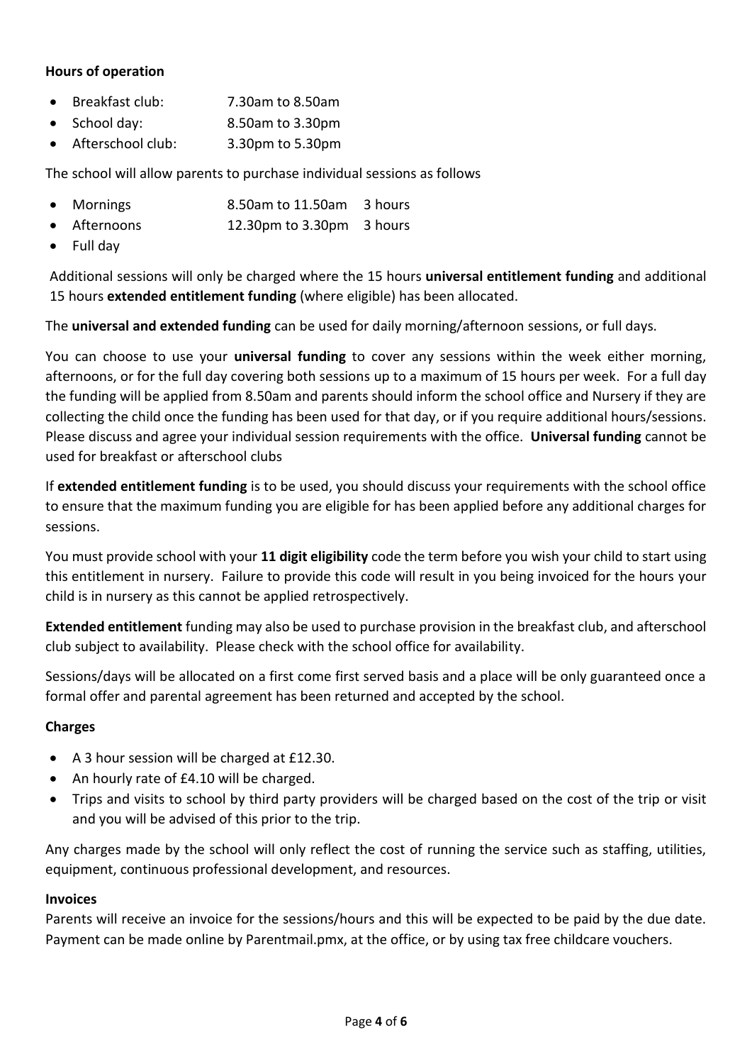**Hours of operation**

- Breakfast club: 7.30am to 8.50am
- School day: 8.50am to 3.30pm
- Afterschool club: 3.30pm to 5.30pm

The school will allow parents to purchase individual sessions as follows

- Mornings 8.50am to 11.50am 3 hours
- Afternoons 12.30pm to 3.30pm 3 hours
- Full day

Additional sessions will only be charged where the 15 hours **universal entitlement funding** and additional 15 hours **extended entitlement funding** (where eligible) has been allocated.

The **universal and extended funding** can be used for daily morning/afternoon sessions, or full days.

You can choose to use your **universal funding** to cover any sessions within the week either morning, afternoons, or for the full day covering both sessions up to a maximum of 15 hours per week. For a full day the funding will be applied from 8.50am and parents should inform the school office and Nursery if they are collecting the child once the funding has been used for that day, or if you require additional hours/sessions. Please discuss and agree your individual session requirements with the office. **Universal funding** cannot be used for breakfast or afterschool clubs

If **extended entitlement funding** is to be used, you should discuss your requirements with the school office to ensure that the maximum funding you are eligible for has been applied before any additional charges for sessions.

You must provide school with your **11 digit eligibility** code the term before you wish your child to start using this entitlement in nursery. Failure to provide this code will result in you being invoiced for the hours your child is in nursery as this cannot be applied retrospectively.

**Extended entitlement** funding may also be used to purchase provision in the breakfast club, and afterschool club subject to availability. Please check with the school office for availability.

Sessions/days will be allocated on a first come first served basis and a place will be only guaranteed once a formal offer and parental agreement has been returned and accepted by the school.

**Charges**

- A 3 hour session will be charged at £12.30.
- An hourly rate of £4.10 will be charged.
- Trips and visits to school by third party providers will be charged based on the cost of the trip or visit and you will be advised of this prior to the trip.

Any charges made by the school will only reflect the cost of running the service such as staffing, utilities, equipment, continuous professional development, and resources.

**Invoices**

Parents will receive an invoice for the sessions/hours and this will be expected to be paid by the due date. Payment can be made online by Parentmail.pmx, at the office, or by using tax free childcare vouchers.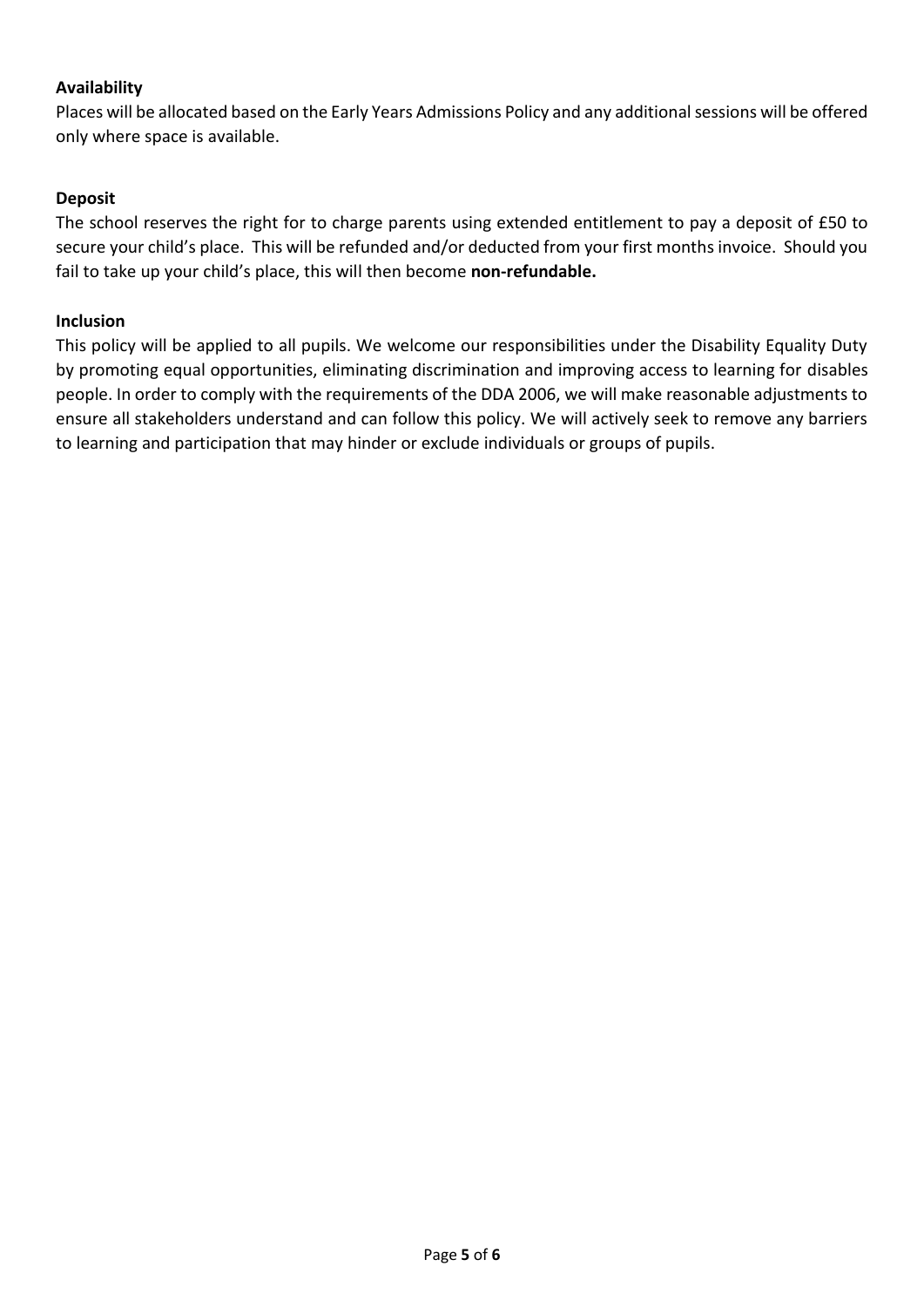**Availability**

Places will be allocated based on the Early Years Admissions Policy and any additional sessions will be offered only where space is available.

**Deposit**

The school reserves the right for to charge parents using extended entitlement to pay a deposit of £50 to secure your child's place. This will be refunded and/or deducted from your first months invoice. Should you fail to take up your child's place, this will then become **non-refundable.**

**Inclusion**

This policy will be applied to all pupils. We welcome our responsibilities under the Disability Equality Duty by promoting equal opportunities, eliminating discrimination and improving access to learning for disables people. In order to comply with the requirements of the DDA 2006, we will make reasonable adjustments to ensure all stakeholders understand and can follow this policy. We will actively seek to remove any barriers to learning and participation that may hinder or exclude individuals or groups of pupils.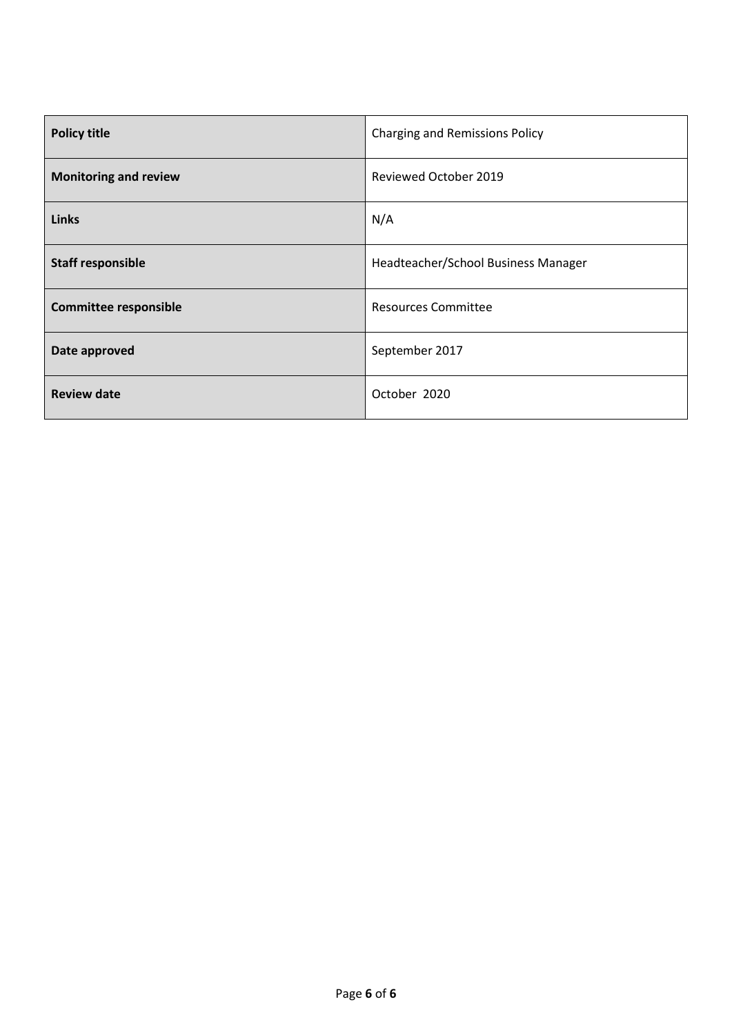| | |
|---|---|
| **Policy title** | Charging and Remissions Policy |
| **Monitoring and review** | Reviewed October 2019 |
| **Links** | N/A |
| **Staff responsible** | Headteacher/School Business Manager |
| **Committee responsible** | Resources Committee |
| **Date approved** | September 2017 |
| **Review date** | October 2020 |